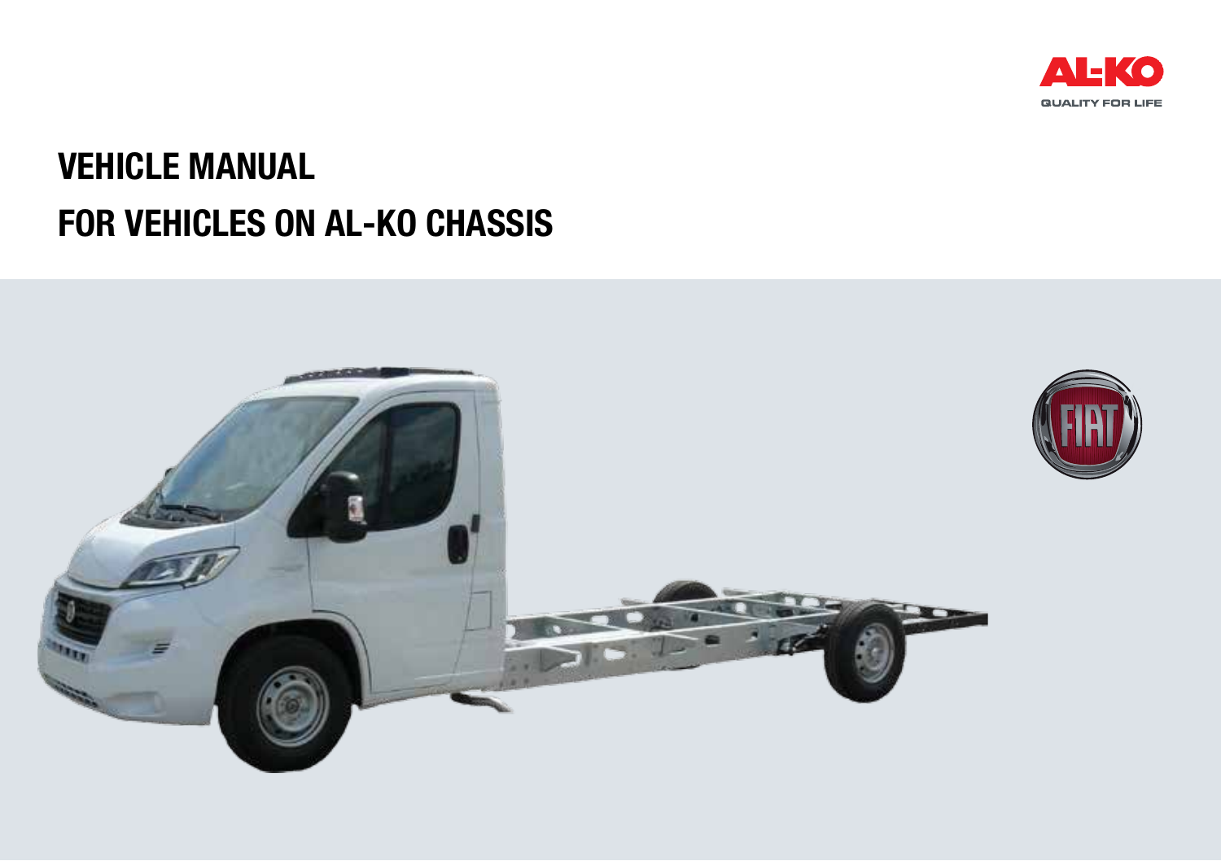AL-KO

QUALITY FOR LIFE

# VEHICLE MANUAL

# FOR VEHICLES ON AL-KO CHASSIS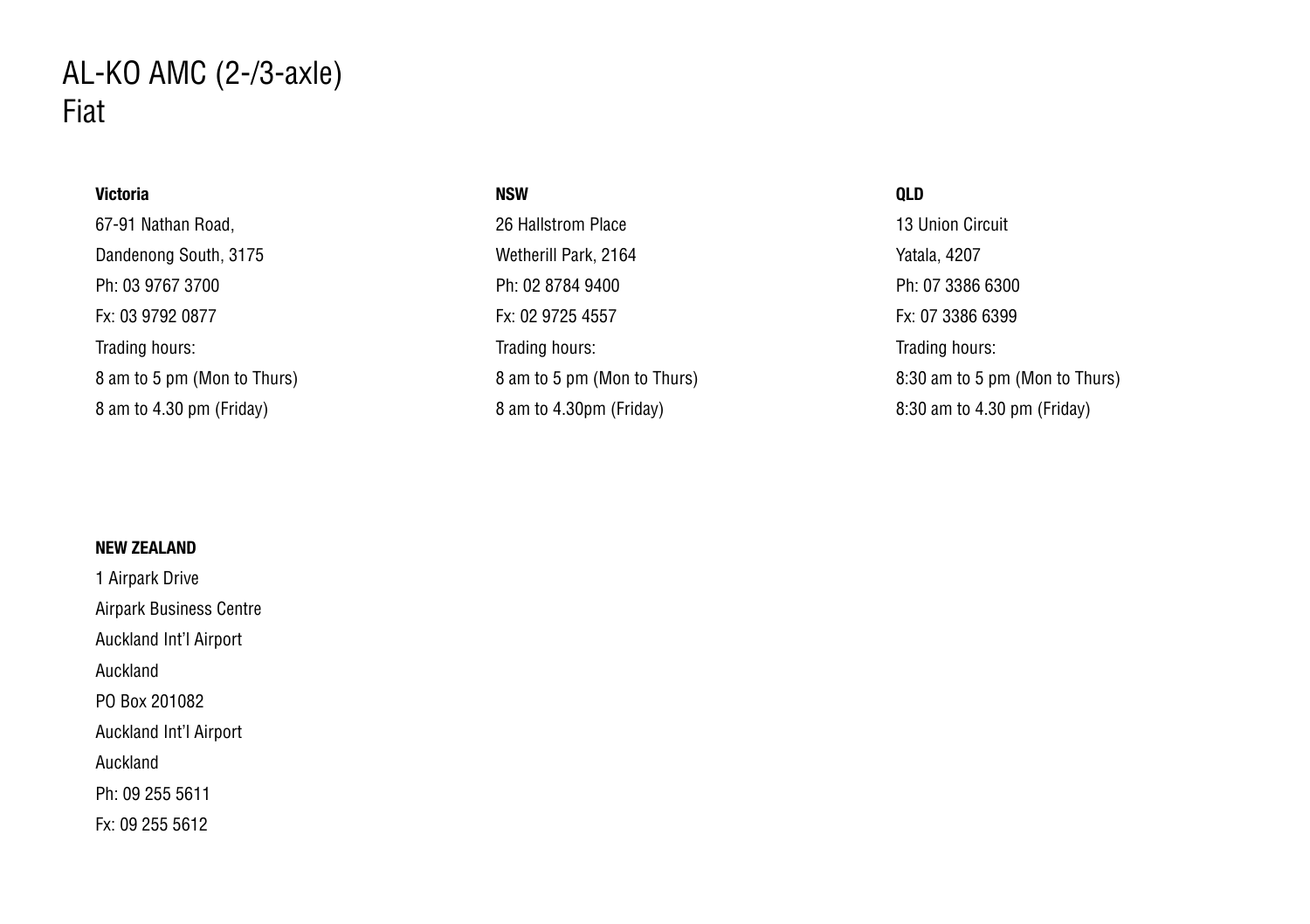# AL-KO AMC (2-/3-axle)
Fiat

**Victoria**

67-91 Nathan Road,
Dandenong South, 3175
Ph: 03 9767 3700
Fx: 03 9792 0877
Trading hours:
8 am to 5 pm (Mon to Thurs)
8 am to 4.30 pm (Friday)

**NSW**

26 Hallstrom Place
Wetherill Park, 2164
Ph: 02 8784 9400
Fx: 02 9725 4557
Trading hours:
8 am to 5 pm (Mon to Thurs)
8 am to 4.30pm (Friday)

**QLD**

13 Union Circuit
Yatala, 4207
Ph: 07 3386 6300
Fx: 07 3386 6399
Trading hours:
8:30 am to 5 pm (Mon to Thurs)
8:30 am to 4.30 pm (Friday)

**NEW ZEALAND**

1 Airpark Drive
Airpark Business Centre
Auckland Int'l Airport
Auckland
PO Box 201082
Auckland Int'l Airport
Auckland
Ph: 09 255 5611
Fx: 09 255 5612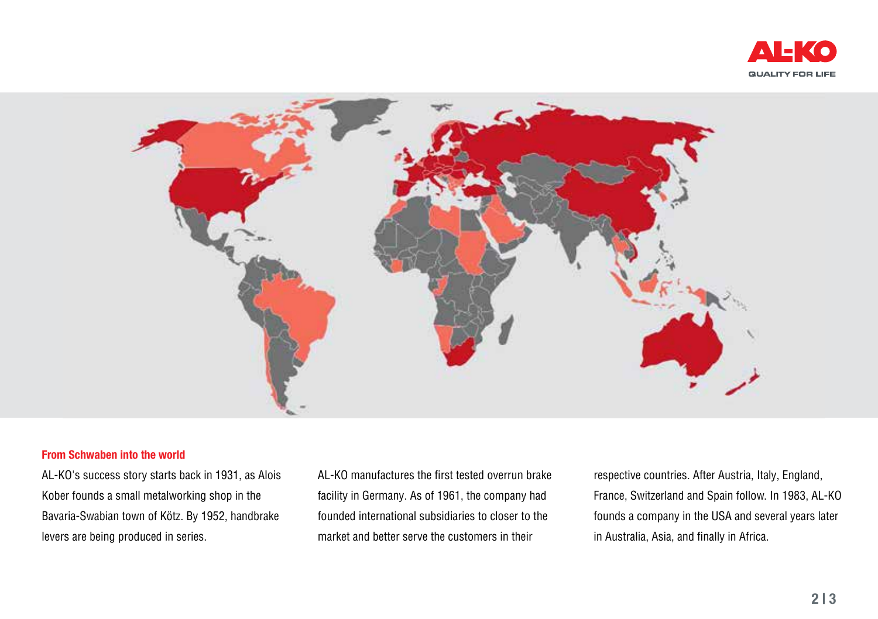## From Schwaben into the world

AL-KO's success story starts back in 1931, as Alois Kober founds a small metalworking shop in the Bavaria-Swabian town of Kötz. By 1952, handbrake levers are being produced in series.

AL-KO manufactures the first tested overrun brake facility in Germany. As of 1961, the company had founded international subsidiaries to closer to the market and better serve the customers in their respective countries. After Austria, Italy, England, France, Switzerland and Spain follow. In 1983, AL-KO founds a company in the USA and several years later in Australia, Asia, and finally in Africa.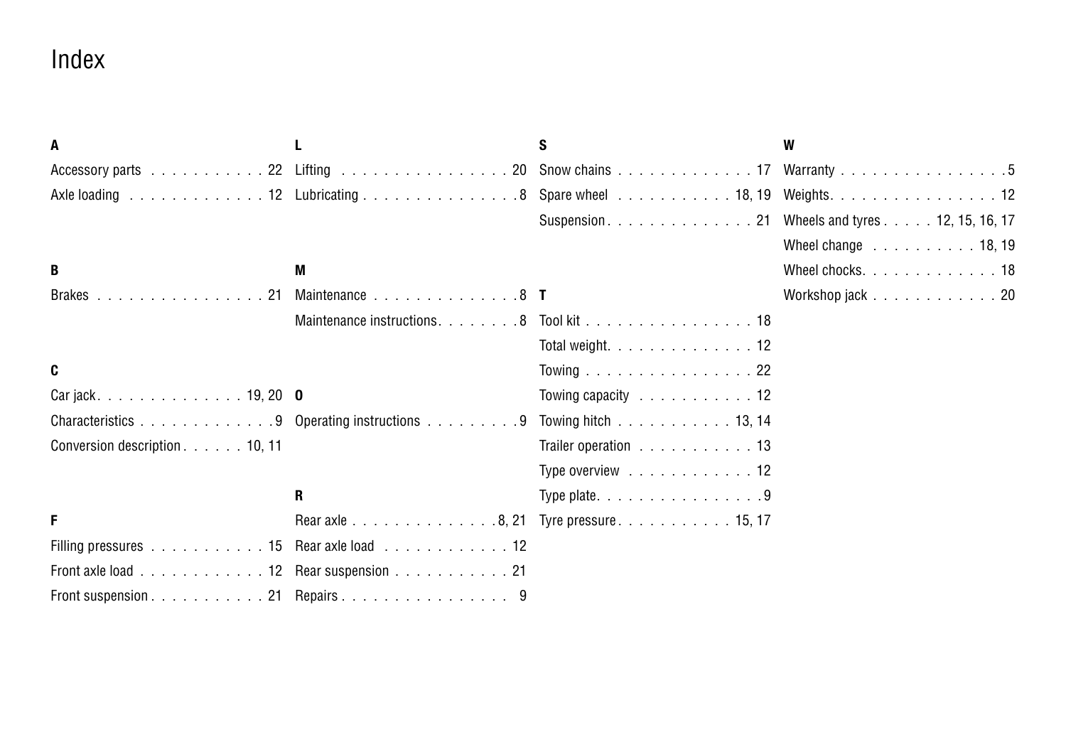# Index

**A**

Accessory parts . . . . . . . . . . . 22
Axle loading . . . . . . . . . . . . 12

**B**

Brakes . . . . . . . . . . . . . . . . 21

**C**

Car jack. . . . . . . . . . . . . . 19, 20
Characteristics . . . . . . . . . . . . .9
Conversion description . . . . . . 10, 11

**F**

Filling pressures . . . . . . . . . . . 15
Front axle load . . . . . . . . . . . . 12
Front suspension . . . . . . . . . . . 21

**L**

Lifting . . . . . . . . . . . . . . . . 20
Lubricating . . . . . . . . . . . . . . .8

**M**

Maintenance . . . . . . . . . . . . . .8
Maintenance instructions. . . . . . . .8

**O**

Operating instructions . . . . . . . . .9

**R**

Rear axle . . . . . . . . . . . . . .8, 21
Rear axle load . . . . . . . . . . . . 12
Rear suspension . . . . . . . . . . . 21
Repairs . . . . . . . . . . . . . . . . 9

**S**

Snow chains . . . . . . . . . . . . . 17
Spare wheel . . . . . . . . . . . 18, 19
Suspension. . . . . . . . . . . . . . 21

**T**

Tool kit . . . . . . . . . . . . . . . . 18
Total weight. . . . . . . . . . . . . . 12
Towing . . . . . . . . . . . . . . . . 22
Towing capacity . . . . . . . . . . . 12
Towing hitch . . . . . . . . . . . 13, 14
Trailer operation . . . . . . . . . . . 13
Type overview . . . . . . . . . . . . 12
Type plate. . . . . . . . . . . . . . . .9
Tyre pressure. . . . . . . . . . . 15, 17

**W**

Warranty . . . . . . . . . . . . . . . .5
Weights. . . . . . . . . . . . . . . . 12
Wheels and tyres . . . . . 12, 15, 16, 17
Wheel change . . . . . . . . . . 18, 19
Wheel chocks. . . . . . . . . . . . . 18
Workshop jack . . . . . . . . . . . . 20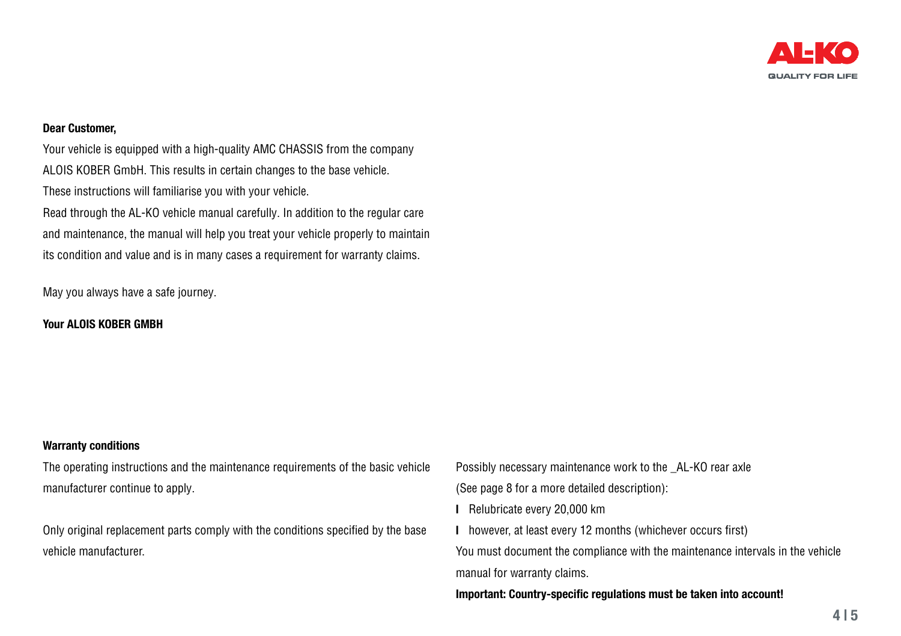**Dear Customer,**

Your vehicle is equipped with a high-quality AMC CHASSIS from the company ALOIS KOBER GmbH. This results in certain changes to the base vehicle.
These instructions will familiarise you with your vehicle.
Read through the AL-KO vehicle manual carefully. In addition to the regular care and maintenance, the manual will help you treat your vehicle properly to maintain its condition and value and is in many cases a requirement for warranty claims.

May you always have a safe journey.

**Your ALOIS KOBER GMBH**

**Warranty conditions**

The operating instructions and the maintenance requirements of the basic vehicle manufacturer continue to apply.

Only original replacement parts comply with the conditions specified by the base vehicle manufacturer.

Possibly necessary maintenance work to the _AL-KO rear axle
(See page 8 for a more detailed description):

- Relubricate every 20,000 km
- however, at least every 12 months (whichever occurs first)

You must document the compliance with the maintenance intervals in the vehicle manual for warranty claims.

**Important: Country-specific regulations must be taken into account!**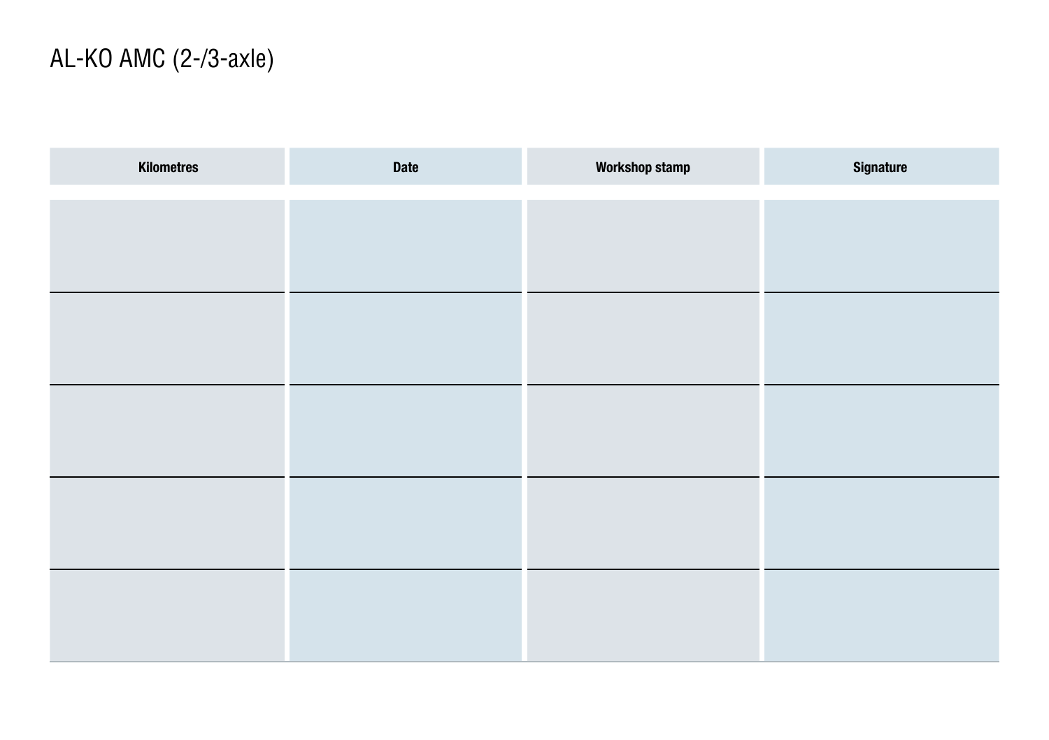# AL-KO AMC (2-/3-axle)

| Kilometres | Date | Workshop stamp | Signature |
|---|---|---|---|
| | | | |
| | | | |
| | | | |
| | | | |
| | | | |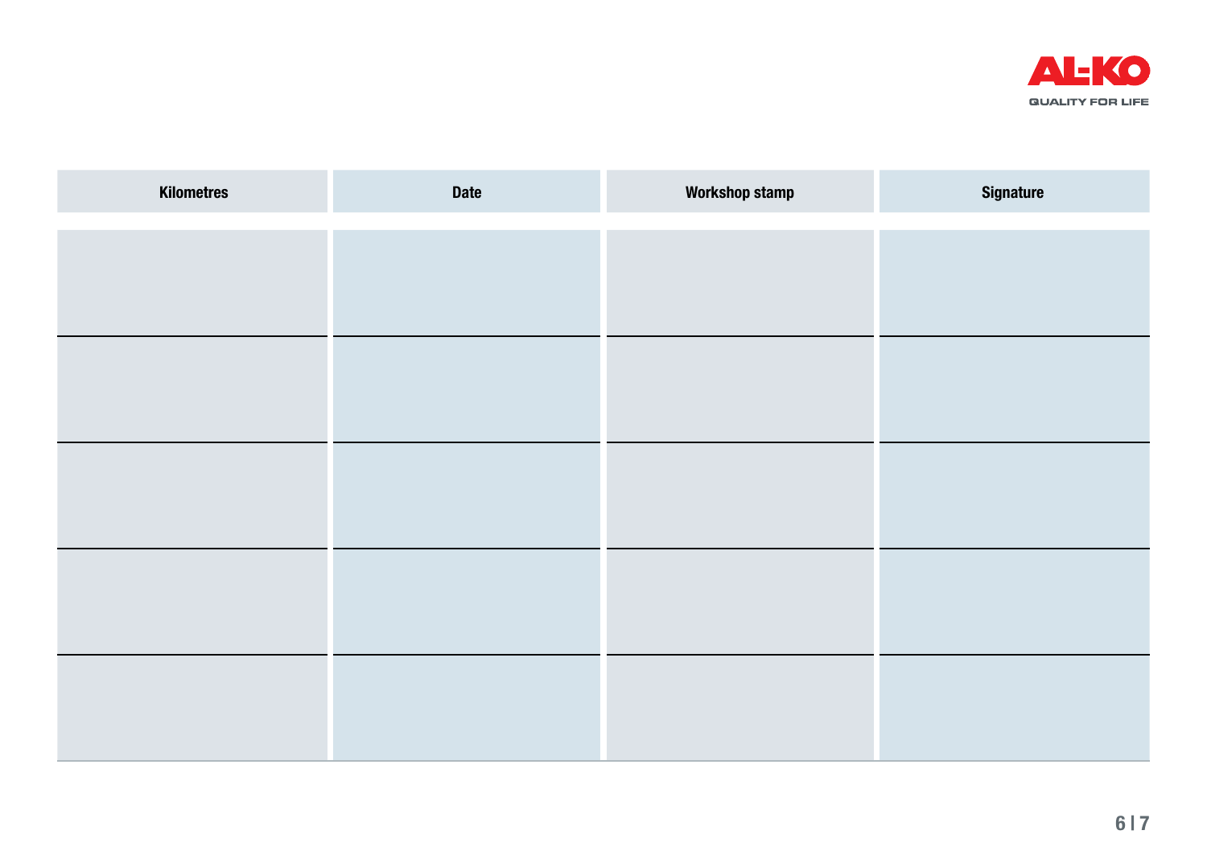| Kilometres | Date | Workshop stamp | Signature |
| --- | --- | --- | --- |
| | | | |
| | | | |
| | | | |
| | | | |
| | | | |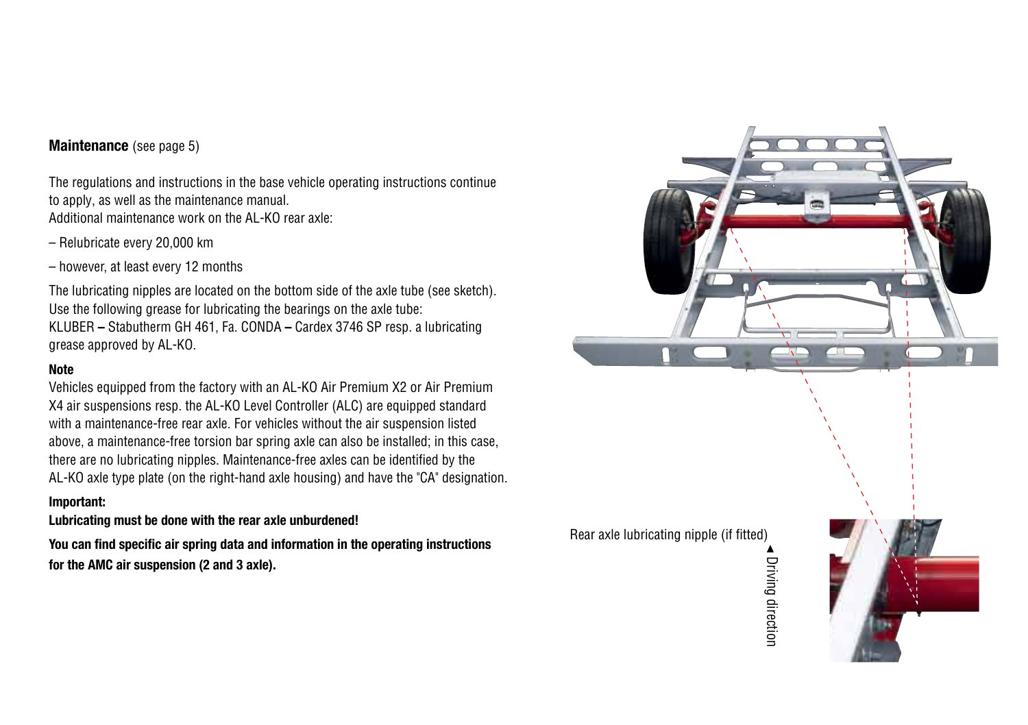**Maintenance** (see page 5)

The regulations and instructions in the base vehicle operating instructions continue to apply, as well as the maintenance manual.
Additional maintenance work on the AL-KO rear axle:

– Relubricate every 20,000 km

– however, at least every 12 months

The lubricating nipples are located on the bottom side of the axle tube (see sketch).
Use the following grease for lubricating the bearings on the axle tube:
KLUBER **–** Stabutherm GH 461, Fa. CONDA **–** Cardex 3746 SP resp. a lubricating grease approved by AL-KO.

**Note**

Vehicles equipped from the factory with an AL-KO Air Premium X2 or Air Premium X4 air suspensions resp. the AL-KO Level Controller (ALC) are equipped standard with a maintenance-free rear axle. For vehicles without the air suspension listed above, a maintenance-free torsion bar spring axle can also be installed; in this case, there are no lubricating nipples. Maintenance-free axles can be identified by the AL-KO axle type plate (on the right-hand axle housing) and have the "CA" designation.

**Important:**

**Lubricating must be done with the rear axle unburdened!**

**You can find specific air spring data and information in the operating instructions for the AMC air suspension (2 and 3 axle).**

Rear axle lubricating nipple (if fitted)

◄ Driving direction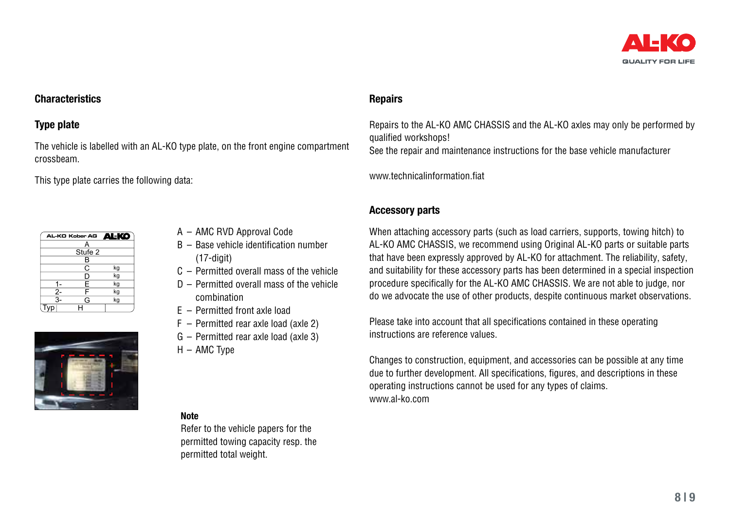## Characteristics

### Type plate

The vehicle is labelled with an AL-KO type plate, on the front engine compartment crossbeam.

This type plate carries the following data:

| AL-KO Kober AG | AL-KO | |
|---|---|---|
| | A | |
| | Stufe 2 | |
| | B | |
| | C | kg |
| | D | kg |
| 1- | E | kg |
| 2- | F | kg |
| 3- | G | kg |
| Typ | H | |

- A – AMC RVD Approval Code
- B – Base vehicle identification number (17-digit)
- C – Permitted overall mass of the vehicle
- D – Permitted overall mass of the vehicle combination
- E – Permitted front axle load
- F – Permitted rear axle load (axle 2)
- G – Permitted rear axle load (axle 3)
- H – AMC Type

**Note**
Refer to the vehicle papers for the permitted towing capacity resp. the permitted total weight.

## Repairs

Repairs to the AL-KO AMC CHASSIS and the AL-KO axles may only be performed by qualified workshops!
See the repair and maintenance instructions for the base vehicle manufacturer

www.technicalinformation.fiat

## Accessory parts

When attaching accessory parts (such as load carriers, supports, towing hitch) to AL-KO AMC CHASSIS, we recommend using Original AL-KO parts or suitable parts that have been expressly approved by AL-KO for attachment. The reliability, safety, and suitability for these accessory parts has been determined in a special inspection procedure specifically for the AL-KO AMC CHASSIS. We are not able to judge, nor do we advocate the use of other products, despite continuous market observations.

Please take into account that all specifications contained in these operating instructions are reference values.

Changes to construction, equipment, and accessories can be possible at any time due to further development. All specifications, figures, and descriptions in these operating instructions cannot be used for any types of claims.
www.al-ko.com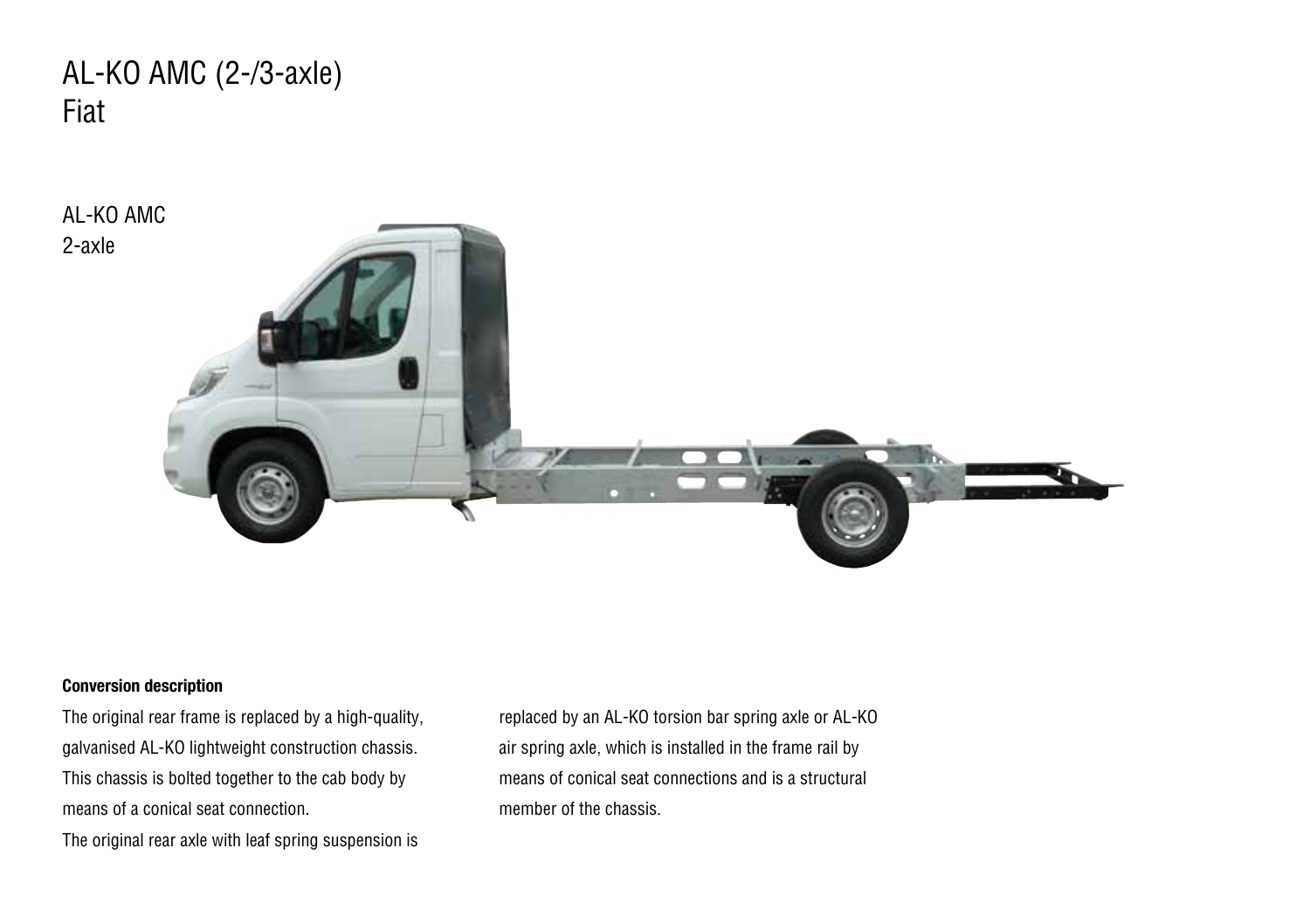# AL-KO AMC (2-/3-axle)
Fiat

AL-KO AMC
2-axle

**Conversion description**

The original rear frame is replaced by a high-quality, galvanised AL-KO lightweight construction chassis. This chassis is bolted together to the cab body by means of a conical seat connection.

The original rear axle with leaf spring suspension is replaced by an AL-KO torsion bar spring axle or AL-KO air spring axle, which is installed in the frame rail by means of conical seat connections and is a structural member of the chassis.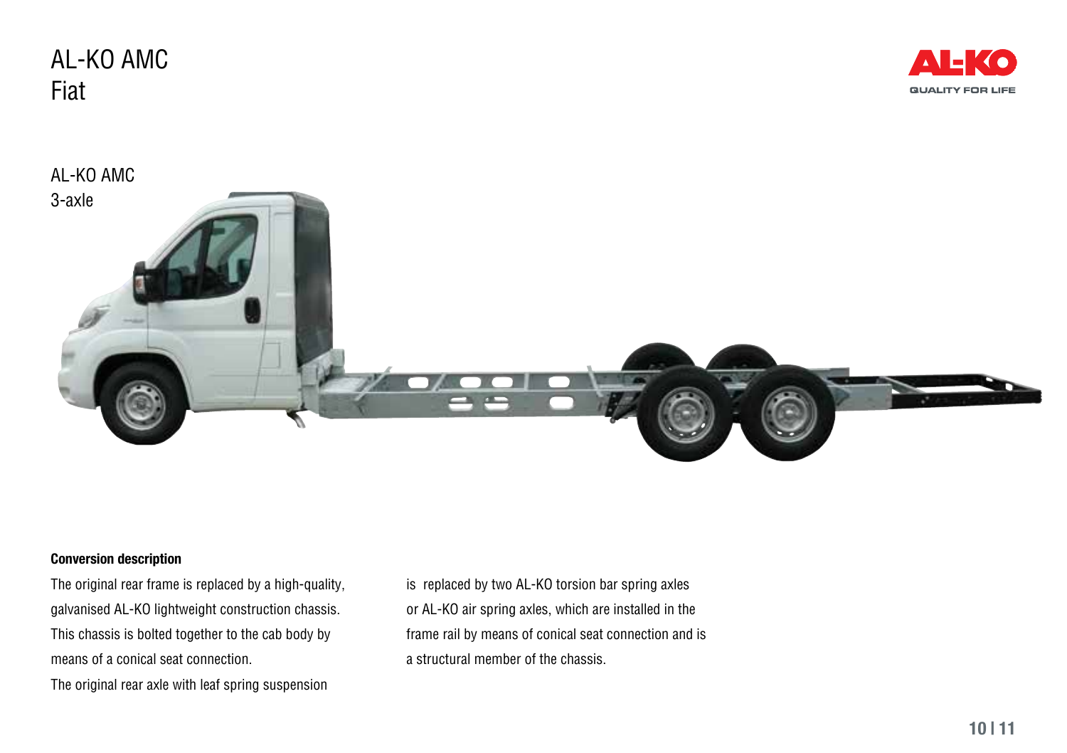# AL-KO AMC
Fiat

## AL-KO AMC
3-axle

**Conversion description**

The original rear frame is replaced by a high-quality, galvanised AL-KO lightweight construction chassis. This chassis is bolted together to the cab body by means of a conical seat connection.
The original rear axle with leaf spring suspension is replaced by two AL-KO torsion bar spring axles or AL-KO air spring axles, which are installed in the frame rail by means of conical seat connection and is a structural member of the chassis.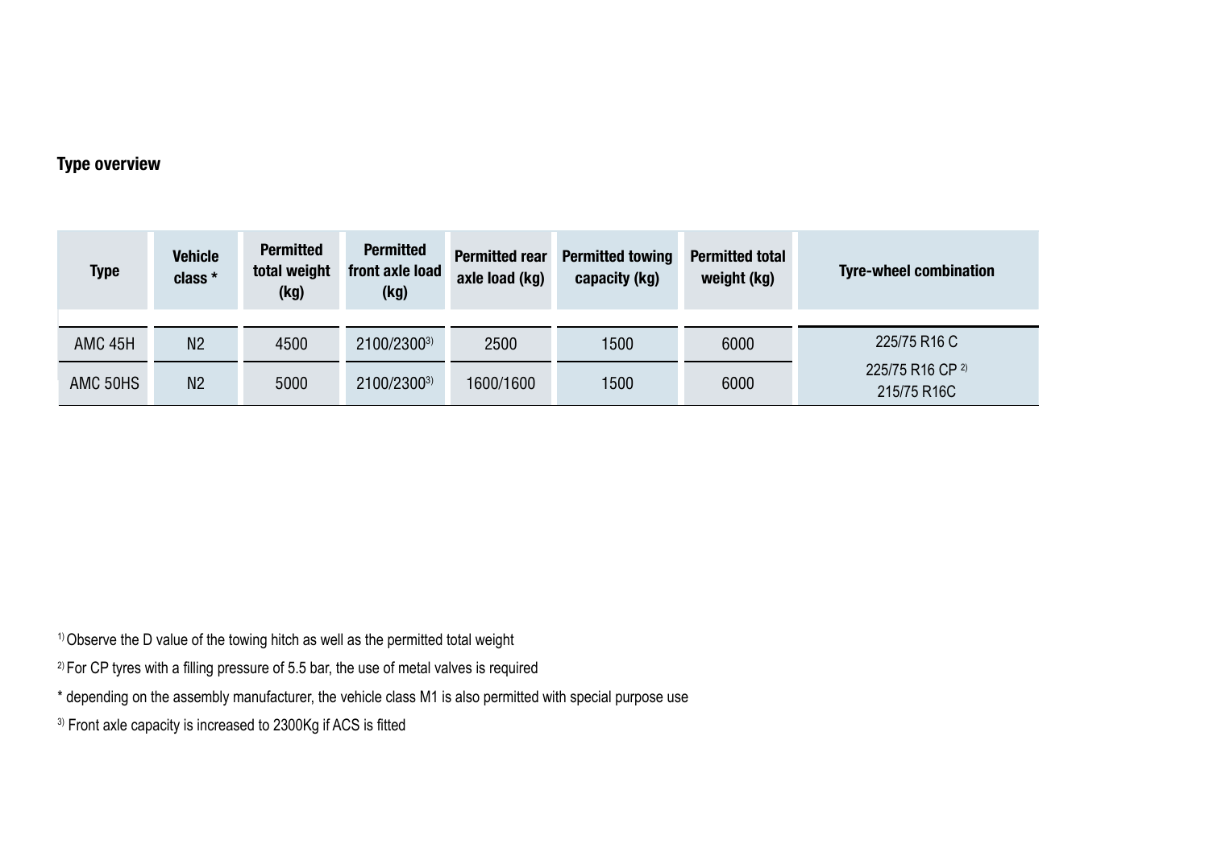**Type overview**

| Type | Vehicle class * | Permitted total weight (kg) | Permitted front axle load (kg) | Permitted rear axle load (kg) | Permitted towing capacity (kg) | Permitted total weight (kg) | Tyre-wheel combination |
|---|---|---|---|---|---|---|---|
| AMC 45H | N2 | 4500 | 2100/2300[3)] | 2500 | 1500 | 6000 | 225/75 R16 C |
| AMC 50HS | N2 | 5000 | 2100/2300[3)] | 1600/1600 | 1500 | 6000 | 225/75 R16 CP [2)]<br>215/75 R16C |

[1)] Observe the D value of the towing hitch as well as the permitted total weight

[2)] For CP tyres with a filling pressure of 5.5 bar, the use of metal valves is required

* depending on the assembly manufacturer, the vehicle class M1 is also permitted with special purpose use

[3)] Front axle capacity is increased to 2300Kg if ACS is fitted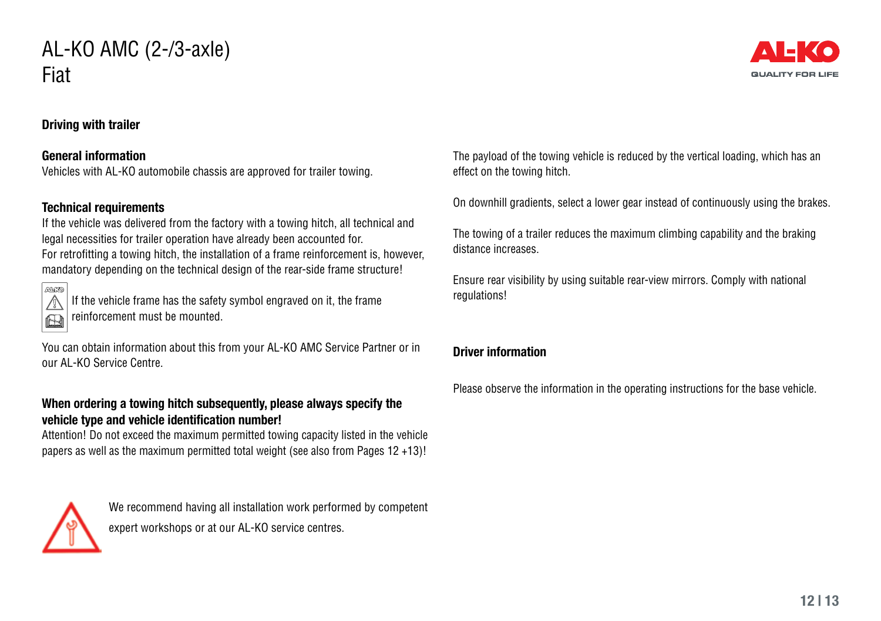# AL-KO AMC (2-/3-axle) Fiat

## Driving with trailer

### General information

Vehicles with AL-KO automobile chassis are approved for trailer towing.

### Technical requirements

If the vehicle was delivered from the factory with a towing hitch, all technical and legal necessities for trailer operation have already been accounted for.
For retrofitting a towing hitch, the installation of a frame reinforcement is, however, mandatory depending on the technical design of the rear-side frame structure!

If the vehicle frame has the safety symbol engraved on it, the frame reinforcement must be mounted.

You can obtain information about this from your AL-KO AMC Service Partner or in our AL-KO Service Centre.

**When ordering a towing hitch subsequently, please always specify the vehicle type and vehicle identification number!**

Attention! Do not exceed the maximum permitted towing capacity listed in the vehicle papers as well as the maximum permitted total weight (see also from Pages 12 +13)!

We recommend having all installation work performed by competent expert workshops or at our AL-KO service centres.

The payload of the towing vehicle is reduced by the vertical loading, which has an effect on the towing hitch.

On downhill gradients, select a lower gear instead of continuously using the brakes.

The towing of a trailer reduces the maximum climbing capability and the braking distance increases.

Ensure rear visibility by using suitable rear-view mirrors. Comply with national regulations!

## Driver information

Please observe the information in the operating instructions for the base vehicle.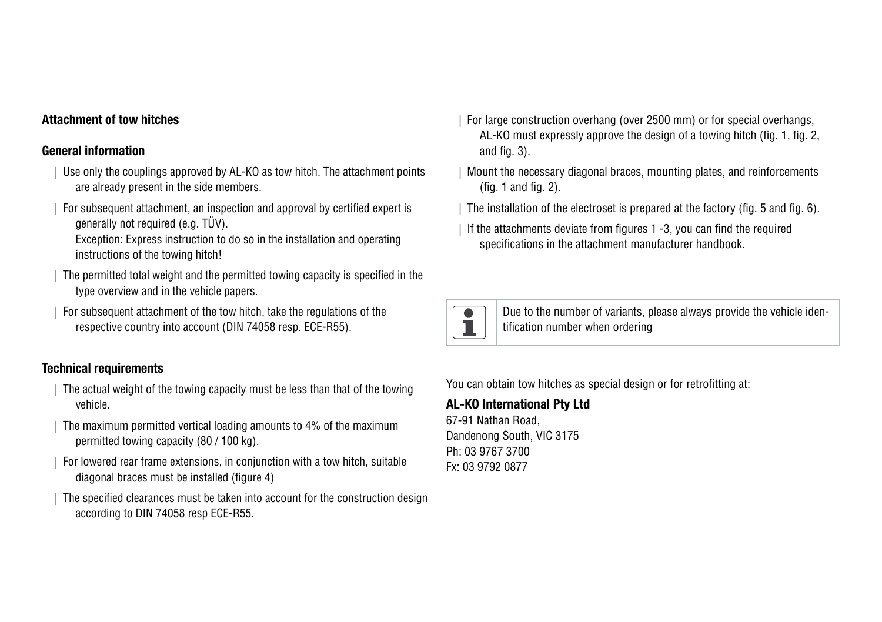## Attachment of tow hitches

### General information

- Use only the couplings approved by AL-KO as tow hitch. The attachment points are already present in the side members.
- For subsequent attachment, an inspection and approval by certified expert is generally not required (e.g. TÜV).
  Exception: Express instruction to do so in the installation and operating instructions of the towing hitch!
- The permitted total weight and the permitted towing capacity is specified in the type overview and in the vehicle papers.
- For subsequent attachment of the tow hitch, take the regulations of the respective country into account (DIN 74058 resp. ECE-R55).

### Technical requirements

- The actual weight of the towing capacity must be less than that of the towing vehicle.
- The maximum permitted vertical loading amounts to 4% of the maximum permitted towing capacity (80 / 100 kg).
- For lowered rear frame extensions, in conjunction with a tow hitch, suitable diagonal braces must be installed (figure 4)
- The specified clearances must be taken into account for the construction design according to DIN 74058 resp ECE-R55.
- For large construction overhang (over 2500 mm) or for special overhangs, AL-KO must expressly approve the design of a towing hitch (fig. 1, fig. 2, and fig. 3).
- Mount the necessary diagonal braces, mounting plates, and reinforcements (fig. 1 and fig. 2).
- The installation of the electroset is prepared at the factory (fig. 5 and fig. 6).
- If the attachments deviate from figures 1 -3, you can find the required specifications in the attachment manufacturer handbook.

> Due to the number of variants, please always provide the vehicle identification number when ordering

You can obtain tow hitches as special design or for retrofitting at:

**AL-KO International Pty Ltd**
67-91 Nathan Road,
Dandenong South, VIC 3175
Ph: 03 9767 3700
Fx: 03 9792 0877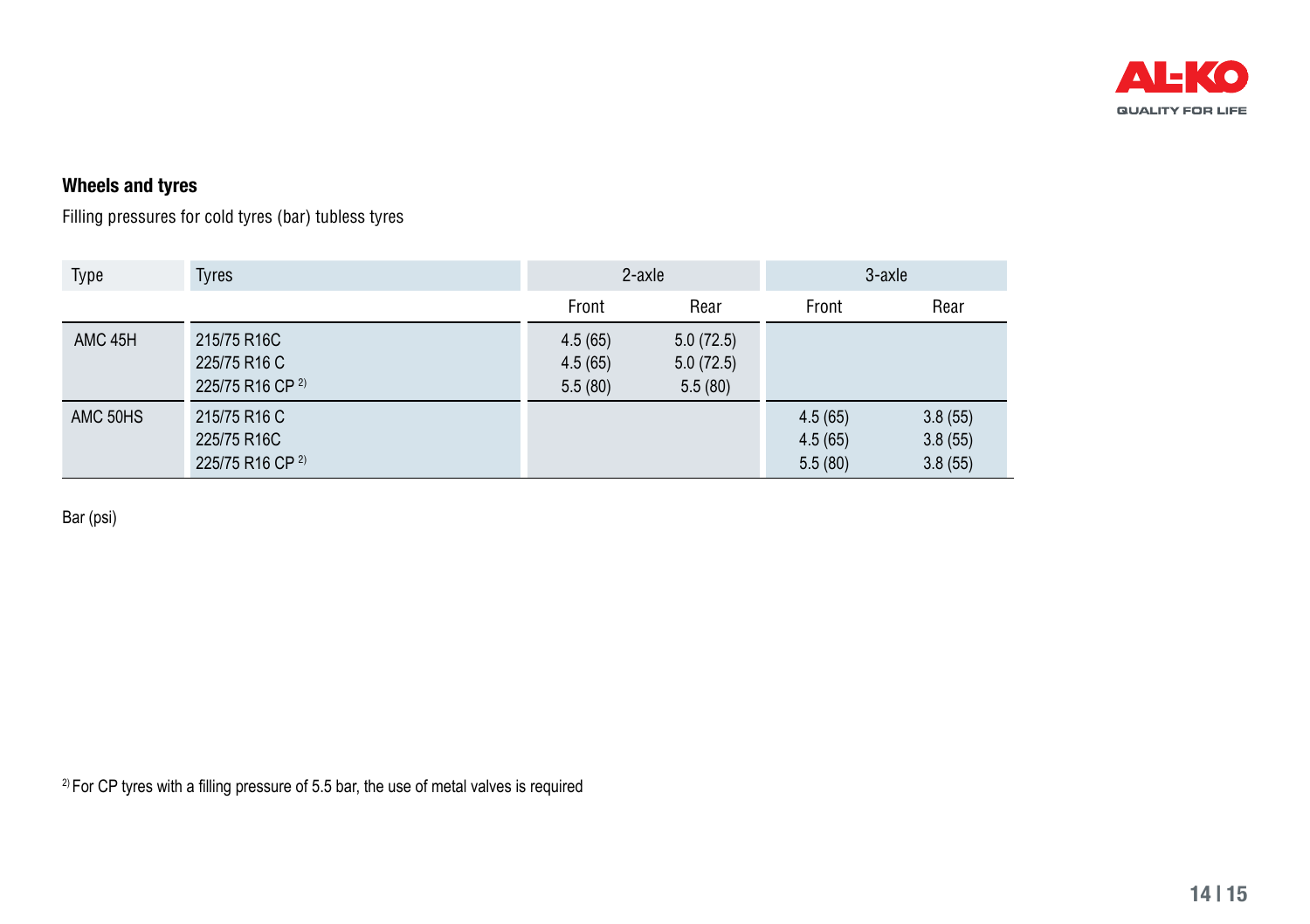## Wheels and tyres

Filling pressures for cold tyres (bar) tubless tyres

| Type | Tyres | 2-axle | | 3-axle | |
|---|---|---|---|---|---|
| | | Front | Rear | Front | Rear |
| AMC 45H | 215/75 R16C<br>225/75 R16 C<br>225/75 R16 CP [2] | 4.5 (65)<br>4.5 (65)<br>5.5 (80) | 5.0 (72.5)<br>5.0 (72.5)<br>5.5 (80) | | |
| AMC 50HS | 215/75 R16 C<br>225/75 R16C<br>225/75 R16 CP [2] | | | 4.5 (65)<br>4.5 (65)<br>5.5 (80) | 3.8 (55)<br>3.8 (55)<br>3.8 (55) |

Bar (psi)

[2] For CP tyres with a filling pressure of 5.5 bar, the use of metal valves is required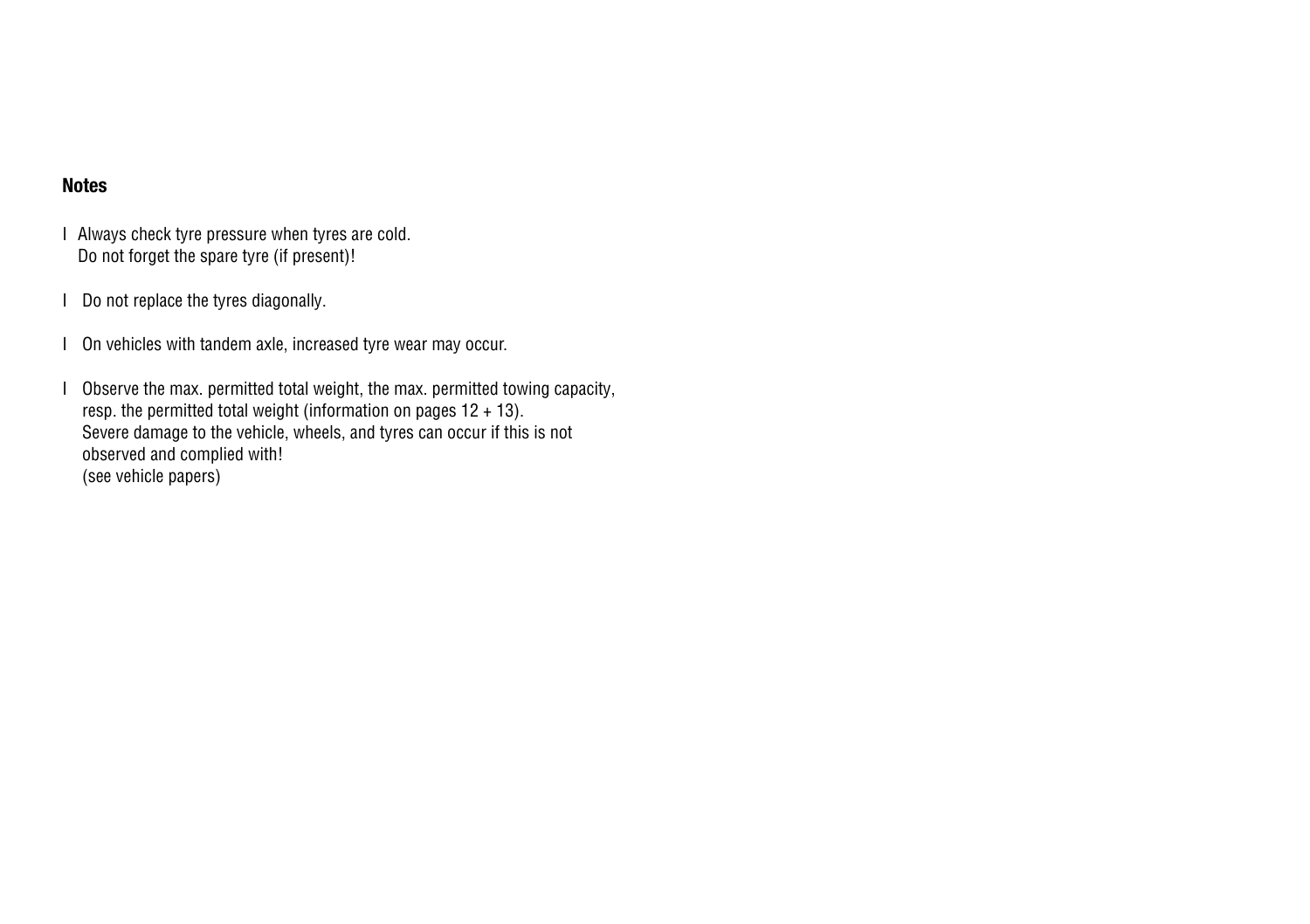**Notes**

- Always check tyre pressure when tyres are cold.
  Do not forget the spare tyre (if present)!

- Do not replace the tyres diagonally.

- On vehicles with tandem axle, increased tyre wear may occur.

- Observe the max. permitted total weight, the max. permitted towing capacity, resp. the permitted total weight (information on pages 12 + 13).
  Severe damage to the vehicle, wheels, and tyres can occur if this is not observed and complied with!
  (see vehicle papers)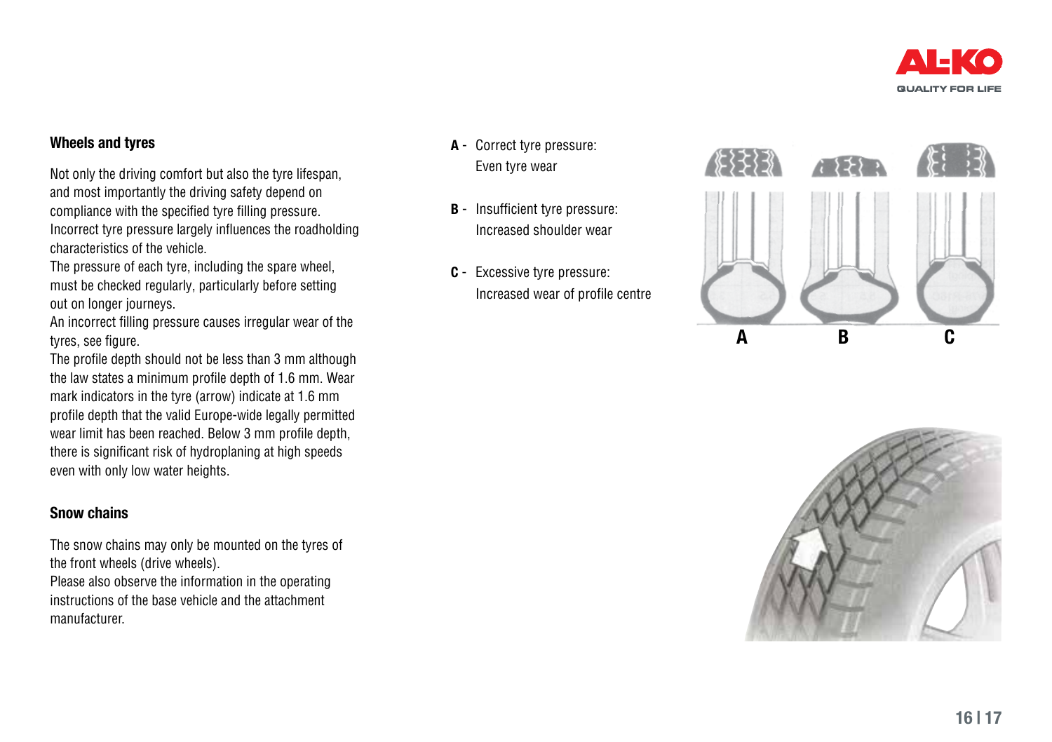## Wheels and tyres

Not only the driving comfort but also the tyre lifespan, and most importantly the driving safety depend on compliance with the specified tyre filling pressure. Incorrect tyre pressure largely influences the roadholding characteristics of the vehicle.
The pressure of each tyre, including the spare wheel, must be checked regularly, particularly before setting out on longer journeys.
An incorrect filling pressure causes irregular wear of the tyres, see figure.
The profile depth should not be less than 3 mm although the law states a minimum profile depth of 1.6 mm. Wear mark indicators in the tyre (arrow) indicate at 1.6 mm profile depth that the valid Europe-wide legally permitted wear limit has been reached. Below 3 mm profile depth, there is significant risk of hydroplaning at high speeds even with only low water heights.

## Snow chains

The snow chains may only be mounted on the tyres of the front wheels (drive wheels).
Please also observe the information in the operating instructions of the base vehicle and the attachment manufacturer.

**A** - Correct tyre pressure:
Even tyre wear

**B** - Insufficient tyre pressure:
Increased shoulder wear

**C** - Excessive tyre pressure:
Increased wear of profile centre

A B C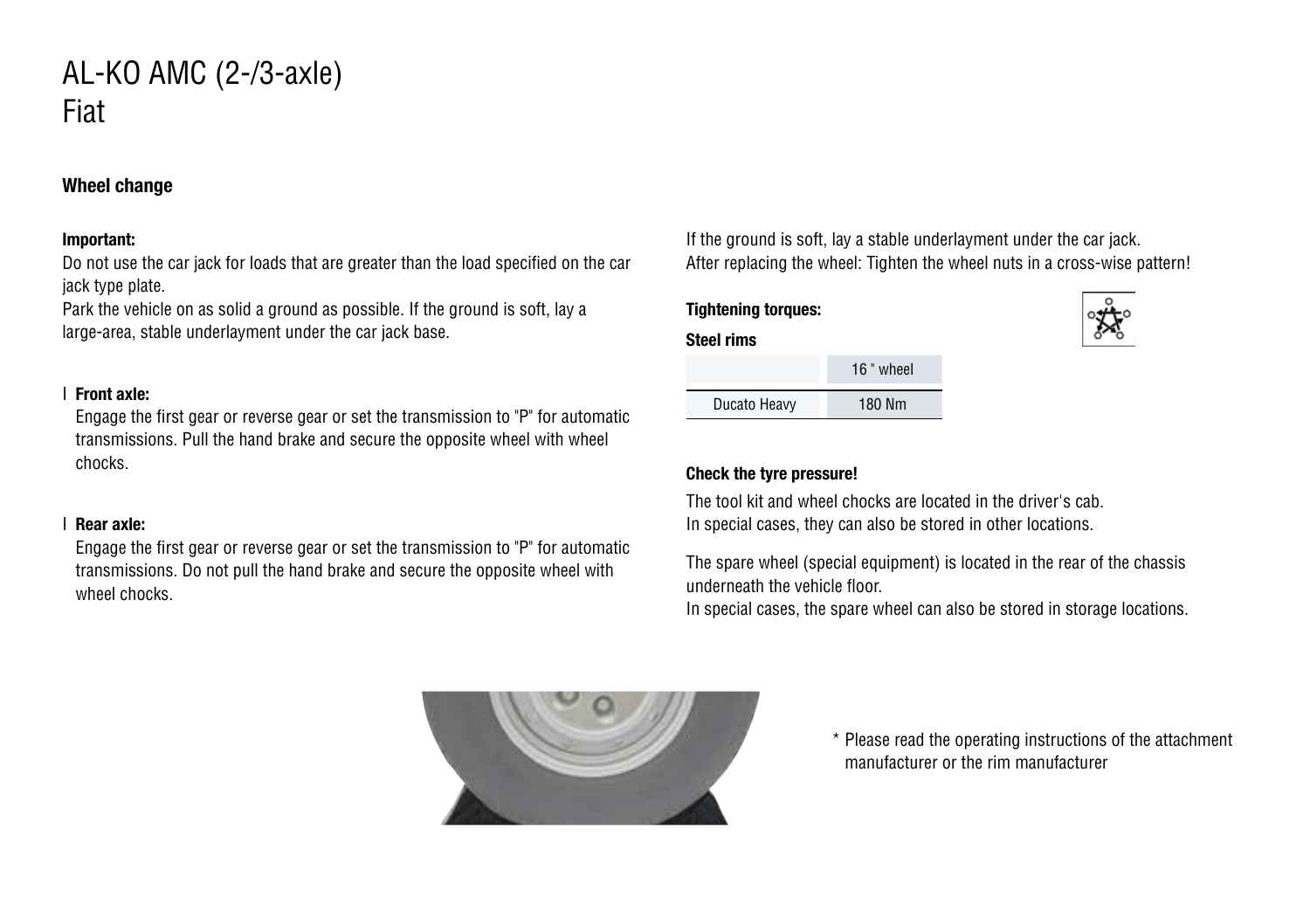# AL-KO AMC (2-/3-axle)
# Fiat

## Wheel change

**Important:**

Do not use the car jack for loads that are greater than the load specified on the car jack type plate.

Park the vehicle on as solid a ground as possible. If the ground is soft, lay a large-area, stable underlayment under the car jack base.

- **Front axle:**
  Engage the first gear or reverse gear or set the transmission to "P" for automatic transmissions. Pull the hand brake and secure the opposite wheel with wheel chocks.

- **Rear axle:**
  Engage the first gear or reverse gear or set the transmission to "P" for automatic transmissions. Do not pull the hand brake and secure the opposite wheel with wheel chocks.

If the ground is soft, lay a stable underlayment under the car jack.
After replacing the wheel: Tighten the wheel nuts in a cross-wise pattern!

**Tightening torques:**

**Steel rims**

| | 16 " wheel |
|---|---|
| Ducato Heavy | 180 Nm |

**Check the tyre pressure!**

The tool kit and wheel chocks are located in the driver's cab.
In special cases, they can also be stored in other locations.

The spare wheel (special equipment) is located in the rear of the chassis underneath the vehicle floor.
In special cases, the spare wheel can also be stored in storage locations.

* Please read the operating instructions of the attachment manufacturer or the rim manufacturer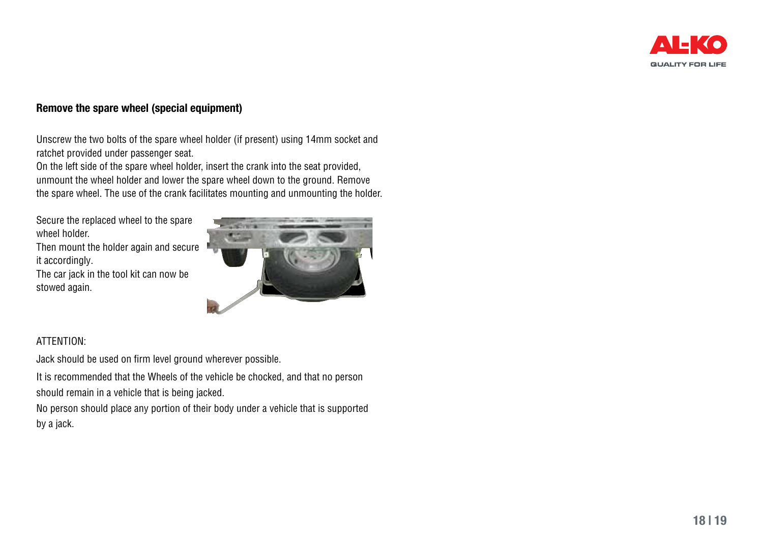**Remove the spare wheel (special equipment)**

Unscrew the two bolts of the spare wheel holder (if present) using 14mm socket and ratchet provided under passenger seat.
On the left side of the spare wheel holder, insert the crank into the seat provided, unmount the wheel holder and lower the spare wheel down to the ground. Remove the spare wheel. The use of the crank facilitates mounting and unmounting the holder.

Secure the replaced wheel to the spare wheel holder.
Then mount the holder again and secure it accordingly.
The car jack in the tool kit can now be stowed again.

ATTENTION:

Jack should be used on firm level ground wherever possible.

It is recommended that the Wheels of the vehicle be chocked, and that no person should remain in a vehicle that is being jacked.

No person should place any portion of their body under a vehicle that is supported by a jack.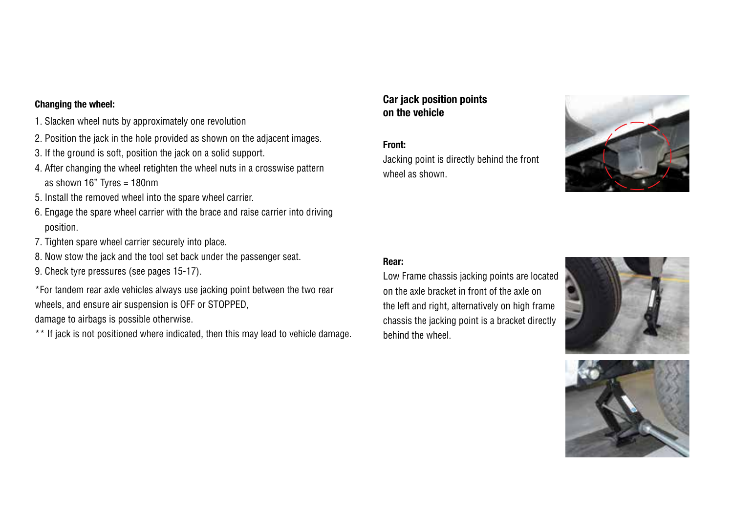**Changing the wheel:**

1. Slacken wheel nuts by approximately one revolution
2. Position the jack in the hole provided as shown on the adjacent images.
3. If the ground is soft, position the jack on a solid support.
4. After changing the wheel retighten the wheel nuts in a crosswise pattern as shown 16" Tyres = 180nm
5. Install the removed wheel into the spare wheel carrier.
6. Engage the spare wheel carrier with the brace and raise carrier into driving position.
7. Tighten spare wheel carrier securely into place.
8. Now stow the jack and the tool set back under the passenger seat.
9. Check tyre pressures (see pages 15-17).

*For tandem rear axle vehicles always use jacking point between the two rear wheels, and ensure air suspension is OFF or STOPPED, damage to airbags is possible otherwise.

** If jack is not positioned where indicated, then this may lead to vehicle damage.

## Car jack position points on the vehicle

**Front:**

Jacking point is directly behind the front wheel as shown.

**Rear:**

Low Frame chassis jacking points are located on the axle bracket in front of the axle on the left and right, alternatively on high frame chassis the jacking point is a bracket directly behind the wheel.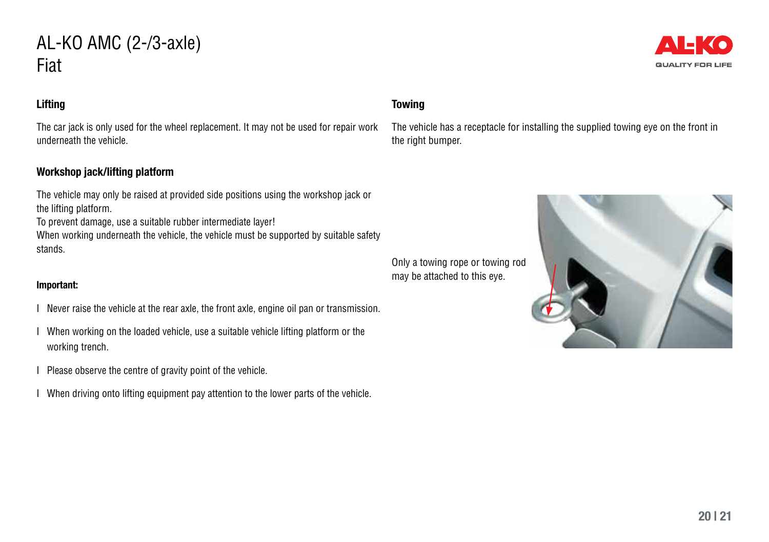# AL-KO AMC (2-/3-axle)
# Fiat

## Lifting

The car jack is only used for the wheel replacement. It may not be used for repair work underneath the vehicle.

## Workshop jack/lifting platform

The vehicle may only be raised at provided side positions using the workshop jack or the lifting platform.
To prevent damage, use a suitable rubber intermediate layer!
When working underneath the vehicle, the vehicle must be supported by suitable safety stands.

**Important:**

- Never raise the vehicle at the rear axle, the front axle, engine oil pan or transmission.
- When working on the loaded vehicle, use a suitable vehicle lifting platform or the working trench.
- Please observe the centre of gravity point of the vehicle.
- When driving onto lifting equipment pay attention to the lower parts of the vehicle.

## Towing

The vehicle has a receptacle for installing the supplied towing eye on the front in the right bumper.

Only a towing rope or towing rod may be attached to this eye.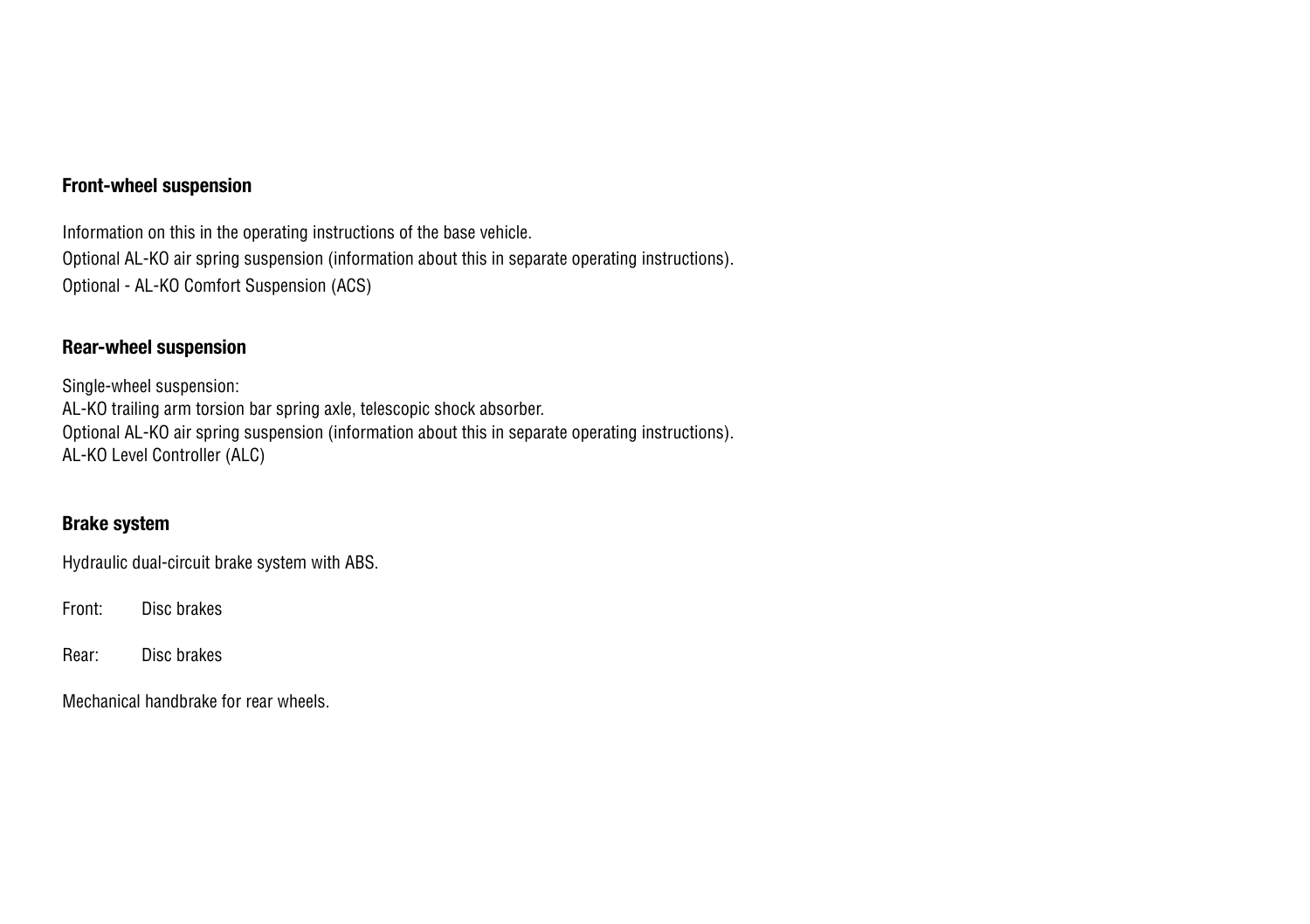### Front-wheel suspension

Information on this in the operating instructions of the base vehicle.

Optional AL-KO air spring suspension (information about this in separate operating instructions).

Optional - AL-KO Comfort Suspension (ACS)

### Rear-wheel suspension

Single-wheel suspension:
AL-KO trailing arm torsion bar spring axle, telescopic shock absorber.
Optional AL-KO air spring suspension (information about this in separate operating instructions).
AL-KO Level Controller (ALC)

### Brake system

Hydraulic dual-circuit brake system with ABS.

Front: Disc brakes

Rear: Disc brakes

Mechanical handbrake for rear wheels.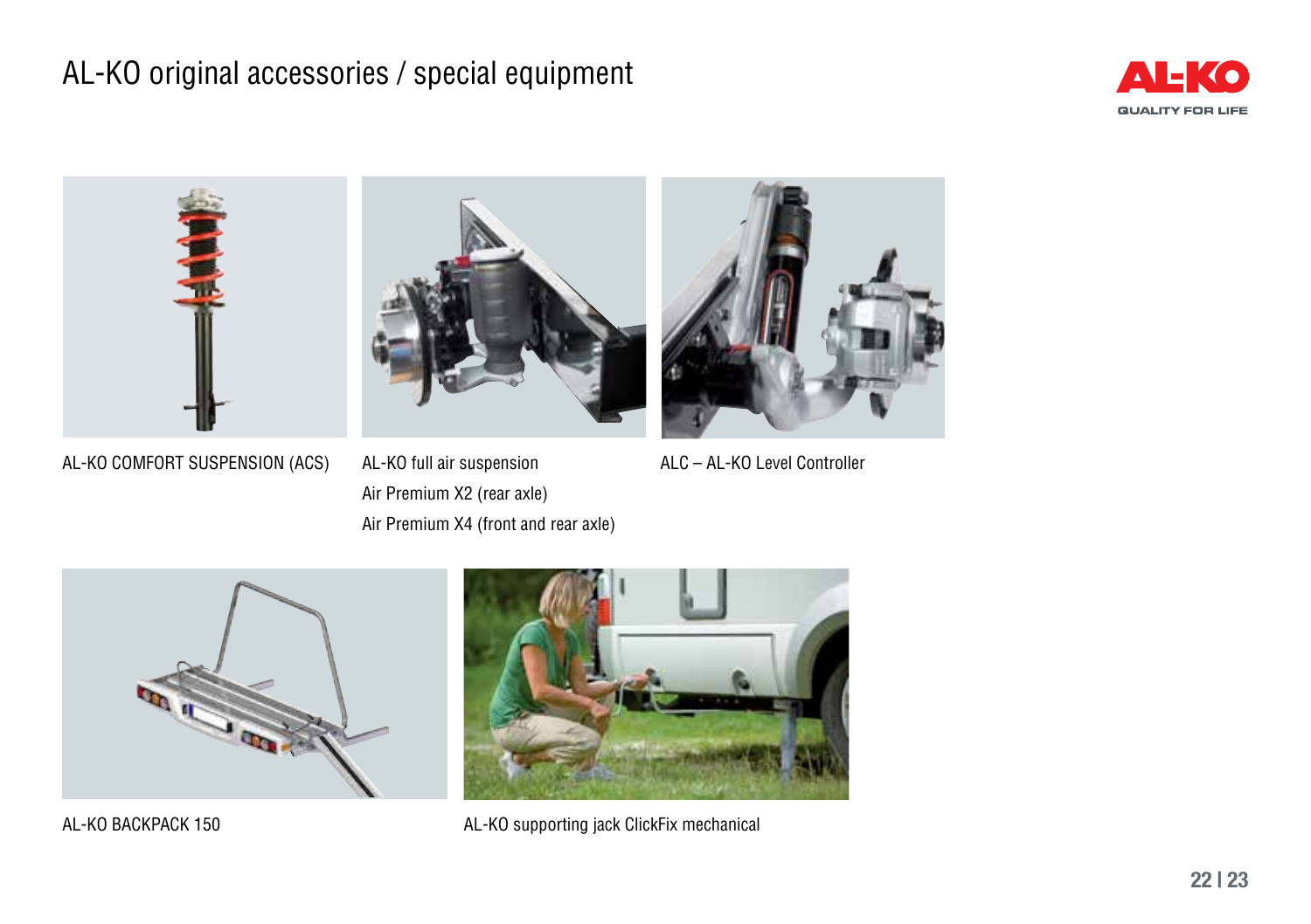# AL-KO original accessories / special equipment

AL-KO COMFORT SUSPENSION (ACS)

AL-KO full air suspension
Air Premium X2 (rear axle)
Air Premium X4 (front and rear axle)

ALC – AL-KO Level Controller

AL-KO BACKPACK 150

AL-KO supporting jack ClickFix mechanical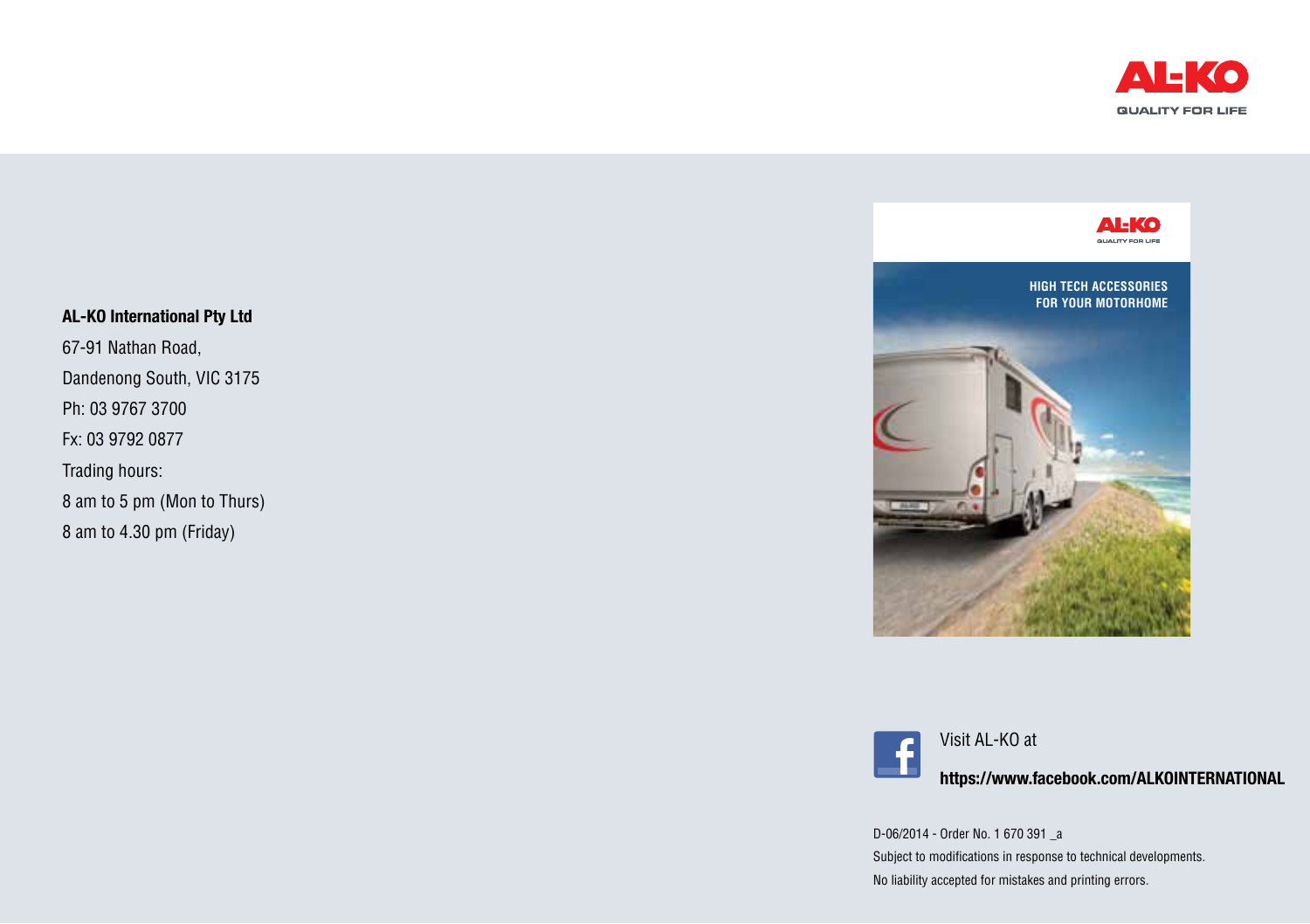**AL-KO International Pty Ltd**

67-91 Nathan Road,

Dandenong South, VIC 3175

Ph: 03 9767 3700

Fx: 03 9792 0877

Trading hours:

8 am to 5 pm (Mon to Thurs)

8 am to 4.30 pm (Friday)

HIGH TECH ACCESSORIES
FOR YOUR MOTORHOME

Visit AL-KO at

**https://www.facebook.com/ALKOINTERNATIONAL**

D-06/2014 - Order No. 1 670 391 _a

Subject to modifications in response to technical developments.

No liability accepted for mistakes and printing errors.